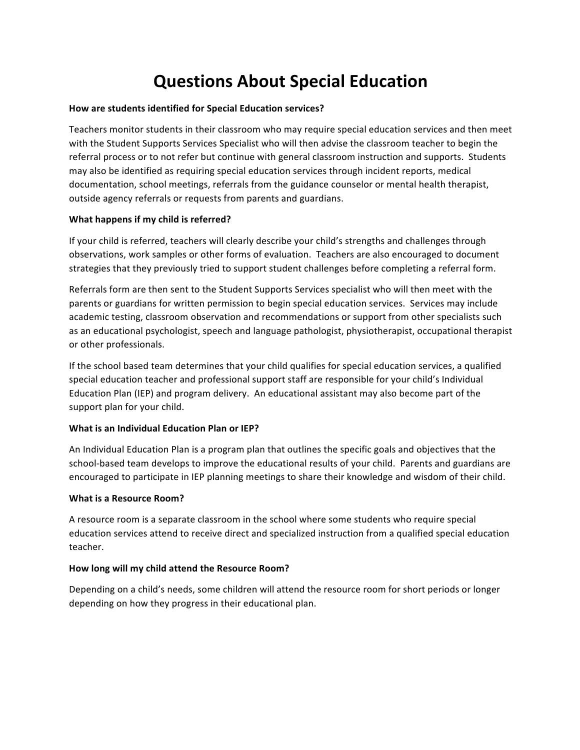# Questions About Special Education

**How are students identified for Special Education services?**

Teachers monitor students in their classroom who may require special education services and then meet with the Student Supports Services Specialist who will then advise the classroom teacher to begin the referral process or to not refer but continue with general classroom instruction and supports. Students may also be identified as requiring special education services through incident reports, medical documentation, school meetings, referrals from the guidance counselor or mental health therapist, outside agency referrals or requests from parents and guardians.

**What happens if my child is referred?**

If your child is referred, teachers will clearly describe your child's strengths and challenges through observations, work samples or other forms of evaluation. Teachers are also encouraged to document strategies that they previously tried to support student challenges before completing a referral form.

Referrals form are then sent to the Student Supports Services specialist who will then meet with the parents or guardians for written permission to begin special education services. Services may include academic testing, classroom observation and recommendations or support from other specialists such as an educational psychologist, speech and language pathologist, physiotherapist, occupational therapist or other professionals.

If the school based team determines that your child qualifies for special education services, a qualified special education teacher and professional support staff are responsible for your child's Individual Education Plan (IEP) and program delivery. An educational assistant may also become part of the support plan for your child.

**What is an Individual Education Plan or IEP?**

An Individual Education Plan is a program plan that outlines the specific goals and objectives that the school-based team develops to improve the educational results of your child. Parents and guardians are encouraged to participate in IEP planning meetings to share their knowledge and wisdom of their child.

**What is a Resource Room?**

A resource room is a separate classroom in the school where some students who require special education services attend to receive direct and specialized instruction from a qualified special education teacher.

**How long will my child attend the Resource Room?**

Depending on a child's needs, some children will attend the resource room for short periods or longer depending on how they progress in their educational plan.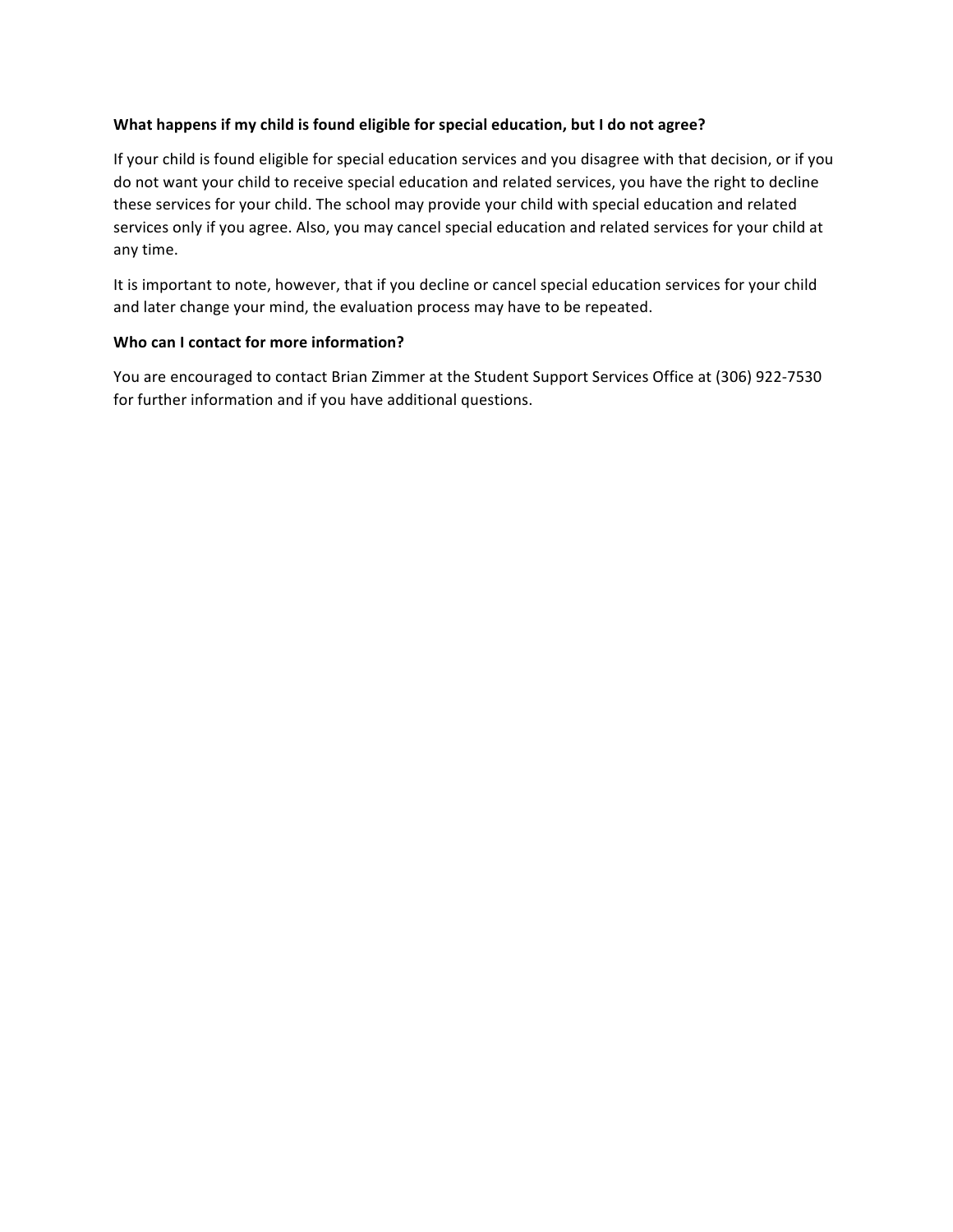**What happens if my child is found eligible for special education, but I do not agree?**

If your child is found eligible for special education services and you disagree with that decision, or if you do not want your child to receive special education and related services, you have the right to decline these services for your child. The school may provide your child with special education and related services only if you agree. Also, you may cancel special education and related services for your child at any time.

It is important to note, however, that if you decline or cancel special education services for your child and later change your mind, the evaluation process may have to be repeated.

**Who can I contact for more information?**

You are encouraged to contact Brian Zimmer at the Student Support Services Office at (306) 922-7530 for further information and if you have additional questions.